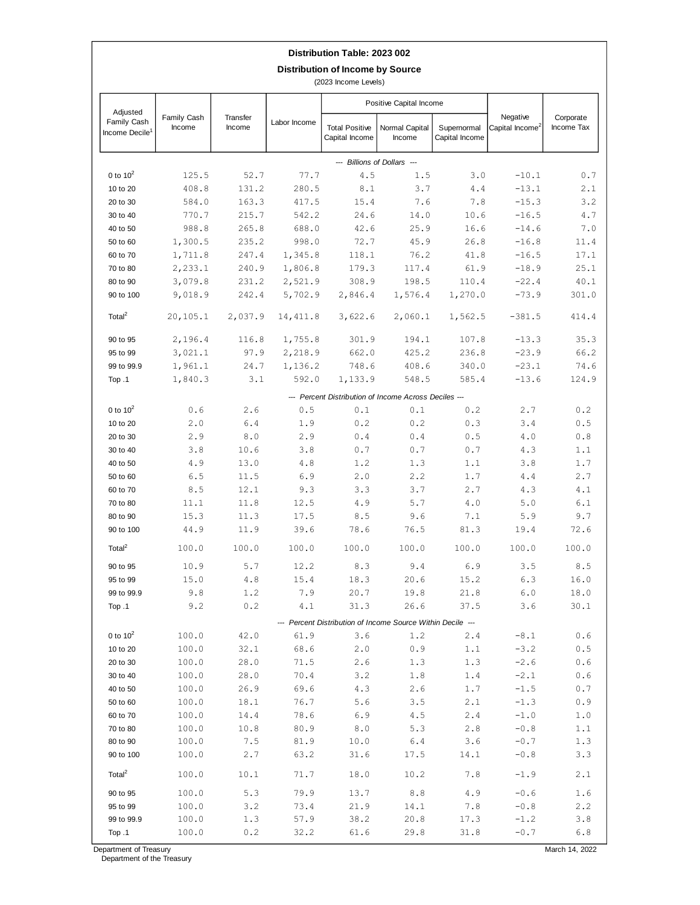# Distribution Table: 2023 002

## Distribution of Income by Source

(2023 Income Levels)

| Adjusted Family Cash Income Decile[1] | Family Cash Income | Transfer Income | Labor Income | Positive Capital Income | | | Negative Capital Income[2] | Corporate Income Tax |
|---|---|---|---|---|---|---|---|---|
| | | | | Total Positive Capital Income | Normal Capital Income | Supernormal Capital Income | | |
| *--- Billions of Dollars ---* | | | | | | | | |
| 0 to 10[2] | 125.5 | 52.7 | 77.7 | 4.5 | 1.5 | 3.0 | -10.1 | 0.7 |
| 10 to 20 | 408.8 | 131.2 | 280.5 | 8.1 | 3.7 | 4.4 | -13.1 | 2.1 |
| 20 to 30 | 584.0 | 163.3 | 417.5 | 15.4 | 7.6 | 7.8 | -15.3 | 3.2 |
| 30 to 40 | 770.7 | 215.7 | 542.2 | 24.6 | 14.0 | 10.6 | -16.5 | 4.7 |
| 40 to 50 | 988.8 | 265.8 | 688.0 | 42.6 | 25.9 | 16.6 | -14.6 | 7.0 |
| 50 to 60 | 1,300.5 | 235.2 | 998.0 | 72.7 | 45.9 | 26.8 | -16.8 | 11.4 |
| 60 to 70 | 1,711.8 | 247.4 | 1,345.8 | 118.1 | 76.2 | 41.8 | -16.5 | 17.1 |
| 70 to 80 | 2,233.1 | 240.9 | 1,806.8 | 179.3 | 117.4 | 61.9 | -18.9 | 25.1 |
| 80 to 90 | 3,079.8 | 231.2 | 2,521.9 | 308.9 | 198.5 | 110.4 | -22.4 | 40.1 |
| 90 to 100 | 9,018.9 | 242.4 | 5,702.9 | 2,846.4 | 1,576.4 | 1,270.0 | -73.9 | 301.0 |
| Total[2] | 20,105.1 | 2,037.9 | 14,411.8 | 3,622.6 | 2,060.1 | 1,562.5 | -381.5 | 414.4 |
| 90 to 95 | 2,196.4 | 116.8 | 1,755.8 | 301.9 | 194.1 | 107.8 | -13.3 | 35.3 |
| 95 to 99 | 3,021.1 | 97.9 | 2,218.9 | 662.0 | 425.2 | 236.8 | -23.9 | 66.2 |
| 99 to 99.9 | 1,961.1 | 24.7 | 1,136.2 | 748.6 | 408.6 | 340.0 | -23.1 | 74.6 |
| Top .1 | 1,840.3 | 3.1 | 592.0 | 1,133.9 | 548.5 | 585.4 | -13.6 | 124.9 |
| *--- Percent Distribution of Income Across Deciles ---* | | | | | | | | |
| 0 to 10[2] | 0.6 | 2.6 | 0.5 | 0.1 | 0.1 | 0.2 | 2.7 | 0.2 |
| 10 to 20 | 2.0 | 6.4 | 1.9 | 0.2 | 0.2 | 0.3 | 3.4 | 0.5 |
| 20 to 30 | 2.9 | 8.0 | 2.9 | 0.4 | 0.4 | 0.5 | 4.0 | 0.8 |
| 30 to 40 | 3.8 | 10.6 | 3.8 | 0.7 | 0.7 | 0.7 | 4.3 | 1.1 |
| 40 to 50 | 4.9 | 13.0 | 4.8 | 1.2 | 1.3 | 1.1 | 3.8 | 1.7 |
| 50 to 60 | 6.5 | 11.5 | 6.9 | 2.0 | 2.2 | 1.7 | 4.4 | 2.7 |
| 60 to 70 | 8.5 | 12.1 | 9.3 | 3.3 | 3.7 | 2.7 | 4.3 | 4.1 |
| 70 to 80 | 11.1 | 11.8 | 12.5 | 4.9 | 5.7 | 4.0 | 5.0 | 6.1 |
| 80 to 90 | 15.3 | 11.3 | 17.5 | 8.5 | 9.6 | 7.1 | 5.9 | 9.7 |
| 90 to 100 | 44.9 | 11.9 | 39.6 | 78.6 | 76.5 | 81.3 | 19.4 | 72.6 |
| Total[2] | 100.0 | 100.0 | 100.0 | 100.0 | 100.0 | 100.0 | 100.0 | 100.0 |
| 90 to 95 | 10.9 | 5.7 | 12.2 | 8.3 | 9.4 | 6.9 | 3.5 | 8.5 |
| 95 to 99 | 15.0 | 4.8 | 15.4 | 18.3 | 20.6 | 15.2 | 6.3 | 16.0 |
| 99 to 99.9 | 9.8 | 1.2 | 7.9 | 20.7 | 19.8 | 21.8 | 6.0 | 18.0 |
| Top .1 | 9.2 | 0.2 | 4.1 | 31.3 | 26.6 | 37.5 | 3.6 | 30.1 |
| *--- Percent Distribution of Income Source Within Decile ---* | | | | | | | | |
| 0 to 10[2] | 100.0 | 42.0 | 61.9 | 3.6 | 1.2 | 2.4 | -8.1 | 0.6 |
| 10 to 20 | 100.0 | 32.1 | 68.6 | 2.0 | 0.9 | 1.1 | -3.2 | 0.5 |
| 20 to 30 | 100.0 | 28.0 | 71.5 | 2.6 | 1.3 | 1.3 | -2.6 | 0.6 |
| 30 to 40 | 100.0 | 28.0 | 70.4 | 3.2 | 1.8 | 1.4 | -2.1 | 0.6 |
| 40 to 50 | 100.0 | 26.9 | 69.6 | 4.3 | 2.6 | 1.7 | -1.5 | 0.7 |
| 50 to 60 | 100.0 | 18.1 | 76.7 | 5.6 | 3.5 | 2.1 | -1.3 | 0.9 |
| 60 to 70 | 100.0 | 14.4 | 78.6 | 6.9 | 4.5 | 2.4 | -1.0 | 1.0 |
| 70 to 80 | 100.0 | 10.8 | 80.9 | 8.0 | 5.3 | 2.8 | -0.8 | 1.1 |
| 80 to 90 | 100.0 | 7.5 | 81.9 | 10.0 | 6.4 | 3.6 | -0.7 | 1.3 |
| 90 to 100 | 100.0 | 2.7 | 63.2 | 31.6 | 17.5 | 14.1 | -0.8 | 3.3 |
| Total[2] | 100.0 | 10.1 | 71.7 | 18.0 | 10.2 | 7.8 | -1.9 | 2.1 |
| 90 to 95 | 100.0 | 5.3 | 79.9 | 13.7 | 8.8 | 4.9 | -0.6 | 1.6 |
| 95 to 99 | 100.0 | 3.2 | 73.4 | 21.9 | 14.1 | 7.8 | -0.8 | 2.2 |
| 99 to 99.9 | 100.0 | 1.3 | 57.9 | 38.2 | 20.8 | 17.3 | -1.2 | 3.8 |
| Top .1 | 100.0 | 0.2 | 32.2 | 61.6 | 29.8 | 31.8 | -0.7 | 6.8 |

Department of Treasury
Department of the Treasury

March 14, 2022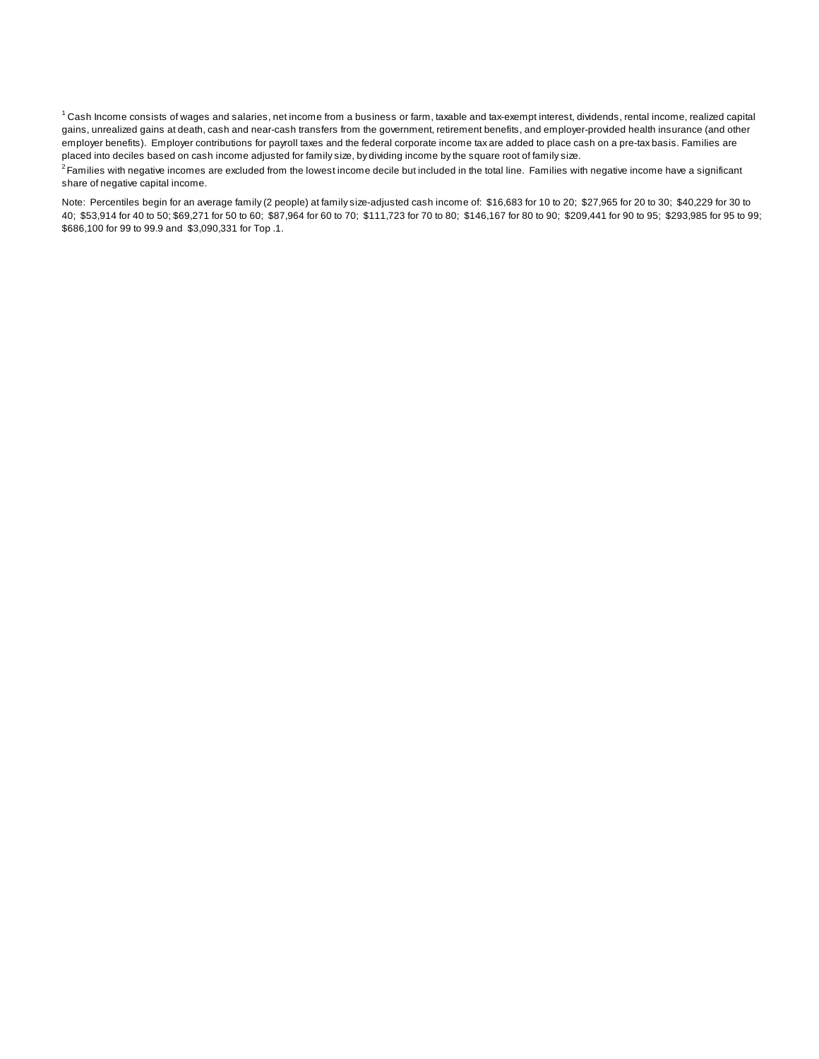[1] Cash Income consists of wages and salaries, net income from a business or farm, taxable and tax-exempt interest, dividends, rental income, realized capital gains, unrealized gains at death, cash and near-cash transfers from the government, retirement benefits, and employer-provided health insurance (and other employer benefits). Employer contributions for payroll taxes and the federal corporate income tax are added to place cash on a pre-tax basis. Families are placed into deciles based on cash income adjusted for family size, by dividing income by the square root of family size.

[2] Families with negative incomes are excluded from the lowest income decile but included in the total line. Families with negative income have a significant share of negative capital income.

Note: Percentiles begin for an average family (2 people) at family size-adjusted cash income of: $16,683 for 10 to 20; $27,965 for 20 to 30; $40,229 for 30 to 40; $53,914 for 40 to 50; $69,271 for 50 to 60; $87,964 for 60 to 70; $111,723 for 70 to 80; $146,167 for 80 to 90; $209,441 for 90 to 95; $293,985 for 95 to 99; $686,100 for 99 to 99.9 and $3,090,331 for Top .1.